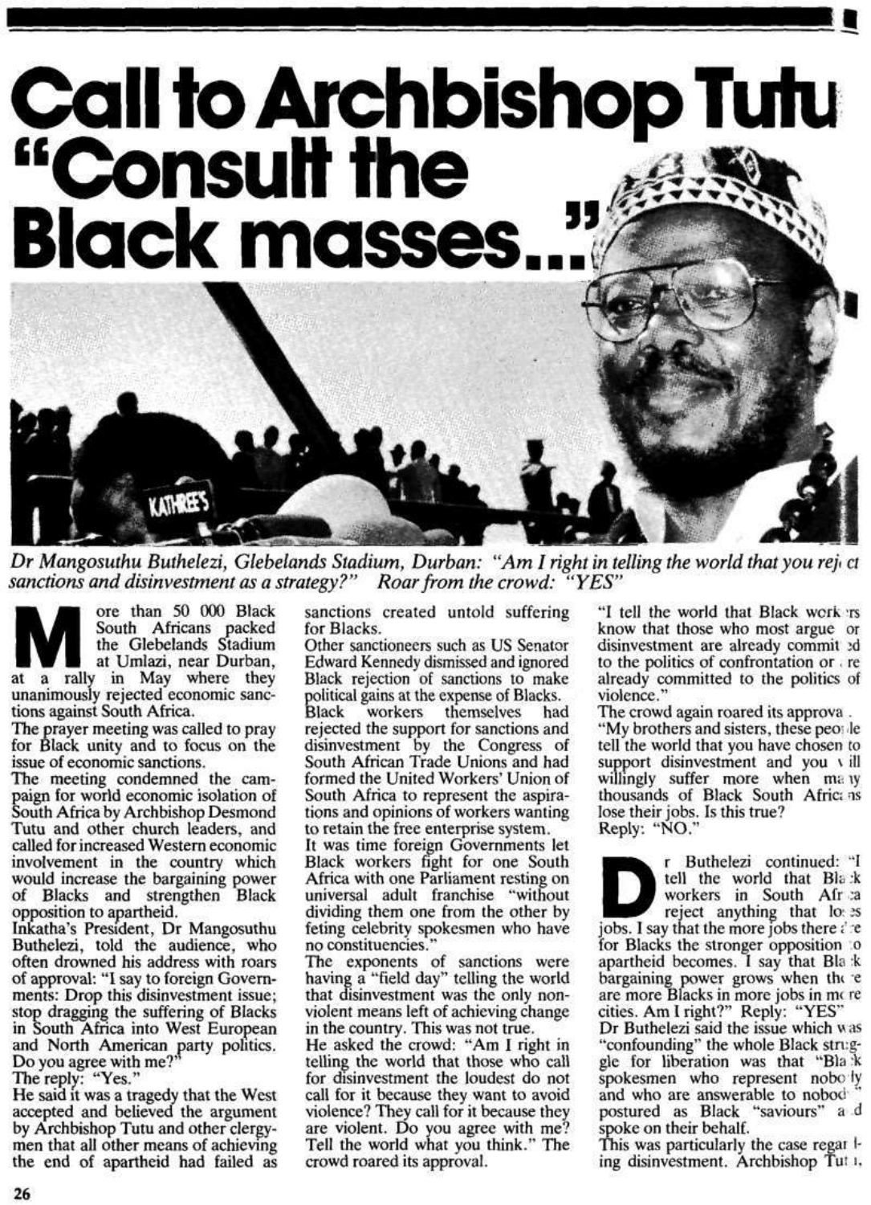# Call to Archbishop Tutu "Consult the Black masses..."

*Dr Mangosuthu Buthelezi, Glebelands Stadium, Durban: "Am I right in telling the world that you reject sanctions and disinvestment as a strategy?" Roar from the crowd: "YES"*

More than 50 000 Black South Africans packed the Glebelands Stadium at Umlazi, near Durban, at a rally in May where they unanimously rejected economic sanctions against South Africa.

The prayer meeting was called to pray for Black unity and to focus on the issue of economic sanctions.

The meeting condemned the campaign for world economic isolation of South Africa by Archbishop Desmond Tutu and other church leaders, and called for increased Western economic involvement in the country which would increase the bargaining power of Blacks and strengthen Black opposition to apartheid.

Inkatha's President, Dr Mangosuthu Buthelezi, told the audience, who often drowned his address with roars of approval: "I say to foreign Governments: Drop this disinvestment issue; stop dragging the suffering of Blacks in South Africa into West European and North American party politics. Do you agree with me?"

The reply: "Yes."

He said it was a tragedy that the West accepted and believed the argument by Archbishop Tutu and other clergymen that all other means of achieving the end of apartheid had failed as sanctions created untold suffering for Blacks.

Other sanctioneers such as US Senator Edward Kennedy dismissed and ignored Black rejection of sanctions to make political gains at the expense of Blacks.

Black workers themselves had rejected the support for sanctions and disinvestment by the Congress of South African Trade Unions and had formed the United Workers' Union of South Africa to represent the aspirations and opinions of workers wanting to retain the free enterprise system.

It was time foreign Governments let Black workers fight for one South Africa with one Parliament resting on universal adult franchise "without dividing them one from the other by feting celebrity spokesmen who have no constituencies."

The exponents of sanctions were having a "field day" telling the world that disinvestment was the only nonviolent means left of achieving change in the country. This was not true.

He asked the crowd: "Am I right in telling the world that those who call for disinvestment the loudest do not call for it because they want to avoid violence? They call for it because they are violent. Do you agree with me? Tell the world what you think." The crowd roared its approval.

"I tell the world that Black workers know that those who most argue for disinvestment are already committed to the politics of confrontation or are already committed to the politics of violence."

The crowd again roared its approval.

"My brothers and sisters, these people tell the world that you have chosen to support disinvestment and you will willingly suffer more when many thousands of Black South Africans lose their jobs. Is this true?

Reply: "NO."

Dr Buthelezi continued: "I tell the world that Black workers in South Africa reject anything that loses jobs. I say that the more jobs there are for Blacks the stronger opposition to apartheid becomes. I say that Black bargaining power grows when there are more Blacks in more jobs in more cities. Am I right?" Reply: "YES"

Dr Buthelezi said the issue which was "confounding" the whole Black struggle for liberation was that "Black spokesmen who represent nobody and who are answerable to nobody" postured as Black "saviours" and spoke on their behalf.

This was particularly the case regarding disinvestment. Archbishop Tutu,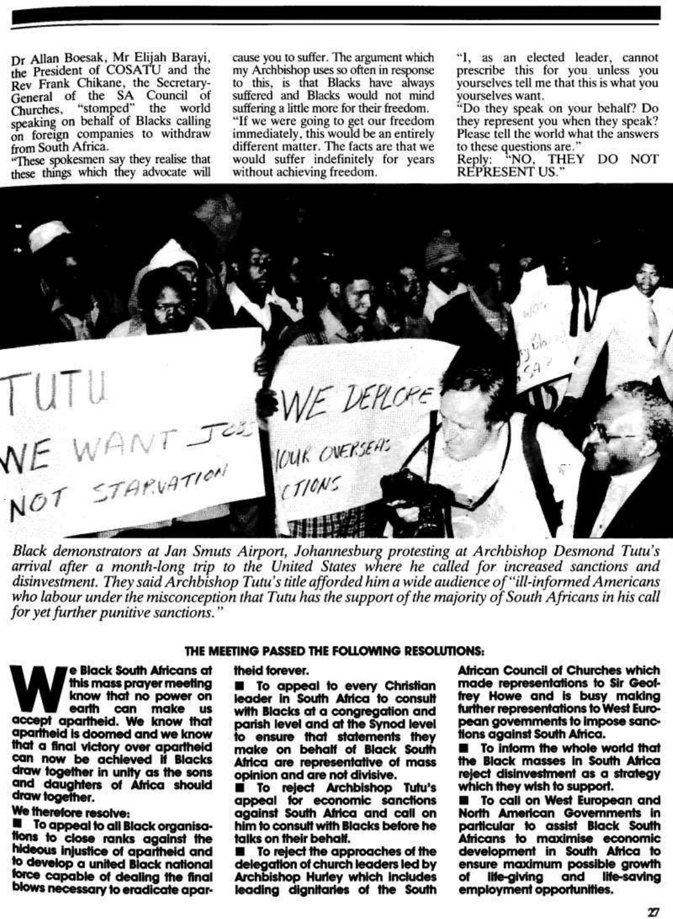Dr Allan Boesak, Mr Elijah Barayi, the President of COSATU and the Rev Frank Chikane, the Secretary-General of the SA Council of Churches, "stomped" the world speaking on behalf of Blacks calling on foreign companies to withdraw from South Africa.

"These spokesmen say they realise that these things which they advocate will cause you to suffer. The argument which my Archbishop uses so often in response to this, is that Blacks have always suffered and Blacks would not mind suffering a little more for their freedom.

"If we were going to get our freedom immediately, this would be an entirely different matter. The facts are that we would suffer indefinitely for years without achieving freedom.

"I, as an elected leader, cannot prescribe this for you unless you yourselves tell me that this is what you yourselves want.

"Do they speak on your behalf? Do they represent you when they speak? Please tell the world what the answers to these questions are."

Reply: "NO, THEY DO NOT REPRESENT US."

*Black demonstrators at Jan Smuts Airport, Johannesburg protesting at Archbishop Desmond Tutu's arrival after a month-long trip to the United States where he called for increased sanctions and disinvestment. They said Archbishop Tutu's title afforded him a wide audience of "ill-informed Americans who labour under the misconception that Tutu has the support of the majority of South Africans in his call for yet further punitive sanctions."*

### THE MEETING PASSED THE FOLLOWING RESOLUTIONS:

**We Black South Africans at this mass prayer meeting know that no power on earth can make us accept apartheid. We know that apartheid is doomed and we know that a final victory over apartheid can now be achieved if Blacks draw together in unity as the sons and daughters of Africa should draw together.**

**We therefore resolve:**

- **To appeal to all Black organisations to close ranks against the hideous injustice of apartheid and to develop a united Black national force capable of dealing the final blows necessary to eradicate apartheid forever.**
- **To appeal to every Christian leader in South Africa to consult with Blacks at a congregation and parish level and at the Synod level to ensure that statements they make on behalf of Black South Africa are representative of mass opinion and are not divisive.**
- **To reject Archbishop Tutu's appeal for economic sanctions against South Africa and call on him to consult with Blacks before he talks on their behalf.**
- **To reject the approaches of the delegation of church leaders led by Archbishop Hurley which includes leading dignitaries of the South African Council of Churches which made representations to Sir Geoffrey Howe and is busy making further representations to West European governments to impose sanctions against South Africa.**
- **To inform the whole world that the Black masses in South Africa reject disinvestment as a strategy which they wish to support.**
- **To call on West European and North American Governments in particular to assist Black South Africans to maximise economic development in South Africa to ensure maximum possible growth of life-giving and life-saving employment opportunities.**